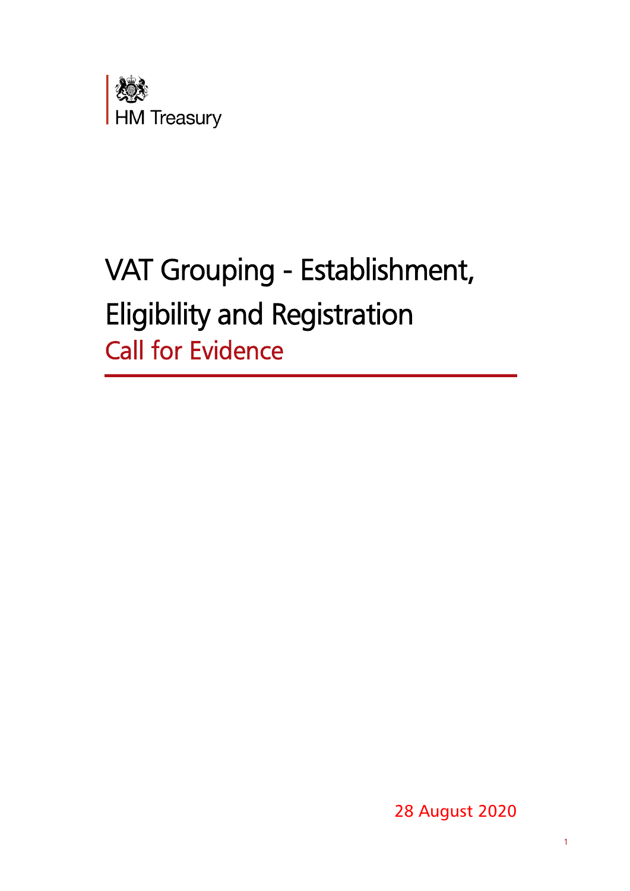HM Treasury

# VAT Grouping - Establishment, Eligibility and Registration

## Call for Evidence

28 August 2020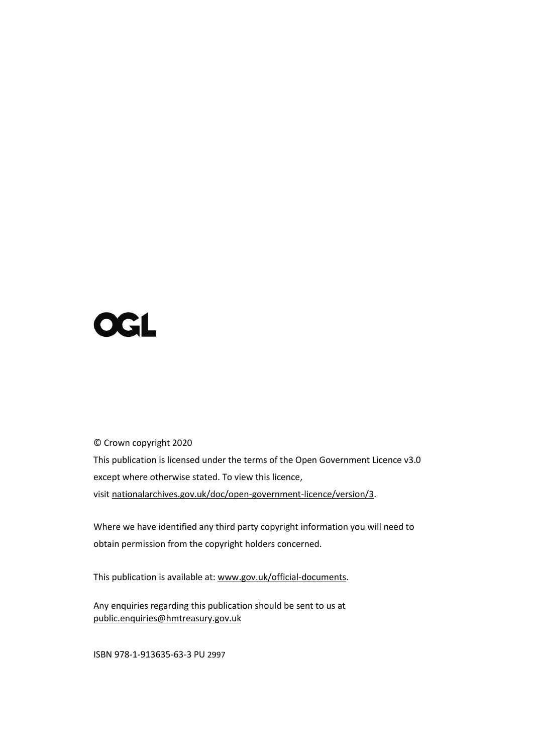OGL

© Crown copyright 2020

This publication is licensed under the terms of the Open Government Licence v3.0 except where otherwise stated. To view this licence, visit nationalarchives.gov.uk/doc/open-government-licence/version/3.

Where we have identified any third party copyright information you will need to obtain permission from the copyright holders concerned.

This publication is available at: www.gov.uk/official-documents.

Any enquiries regarding this publication should be sent to us at public.enquiries@hmtreasury.gov.uk

ISBN 978-1-913635-63-3 PU 2997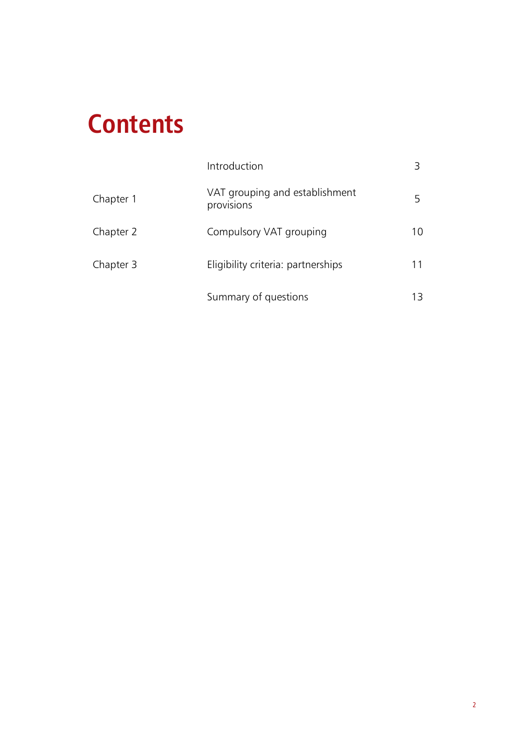# Contents

| | | |
|---|---|---|
| | Introduction | 3 |
| Chapter 1 | VAT grouping and establishment provisions | 5 |
| Chapter 2 | Compulsory VAT grouping | 10 |
| Chapter 3 | Eligibility criteria: partnerships | 11 |
| | Summary of questions | 13 |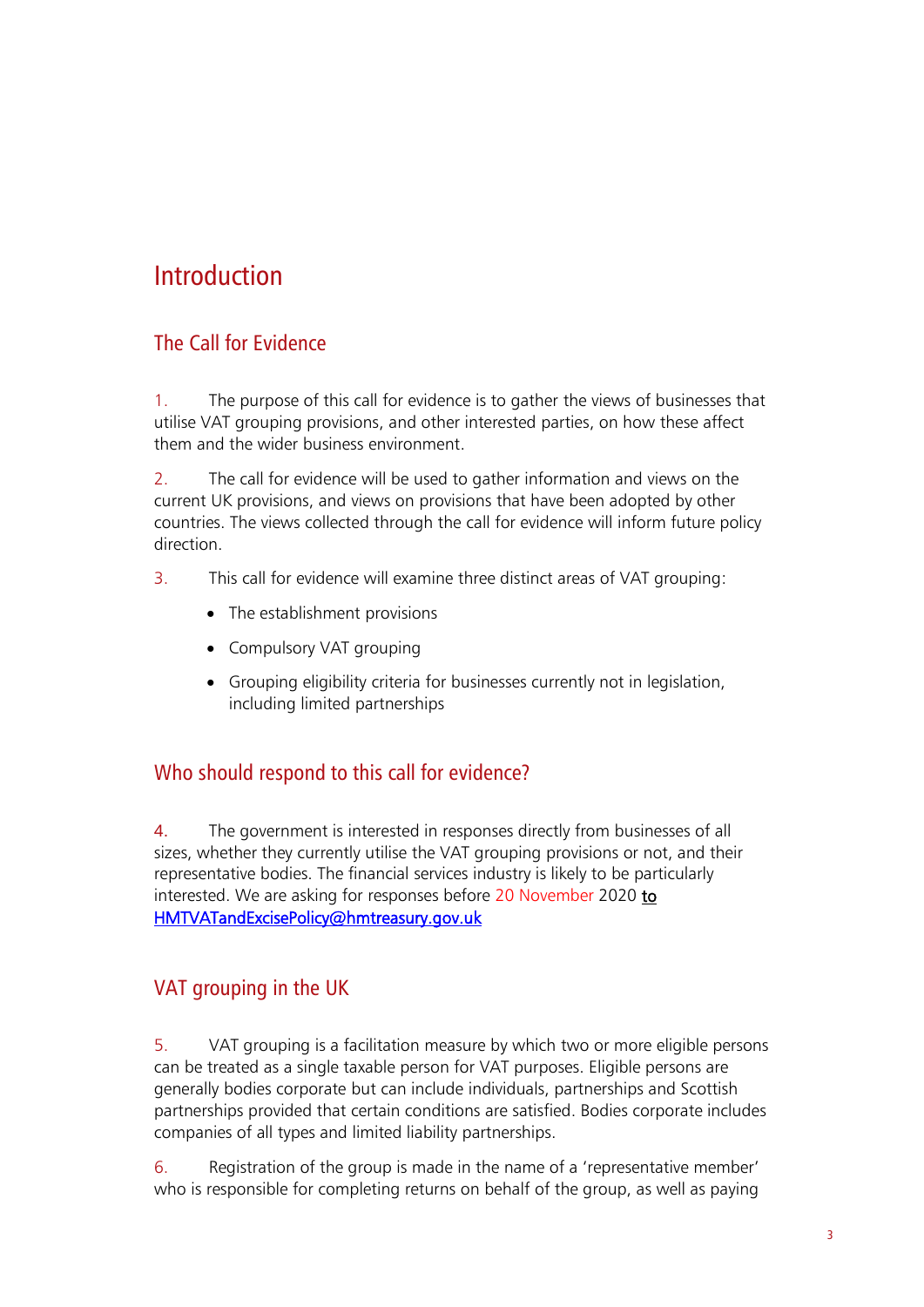# Introduction

## The Call for Evidence

1. The purpose of this call for evidence is to gather the views of businesses that utilise VAT grouping provisions, and other interested parties, on how these affect them and the wider business environment.

2. The call for evidence will be used to gather information and views on the current UK provisions, and views on provisions that have been adopted by other countries. The views collected through the call for evidence will inform future policy direction.

3. This call for evidence will examine three distinct areas of VAT grouping:

- The establishment provisions
- Compulsory VAT grouping
- Grouping eligibility criteria for businesses currently not in legislation, including limited partnerships

## Who should respond to this call for evidence?

4. The government is interested in responses directly from businesses of all sizes, whether they currently utilise the VAT grouping provisions or not, and their representative bodies. The financial services industry is likely to be particularly interested. We are asking for responses before 20 November 2020 to HMTVATandExcisePolicy@hmtreasury.gov.uk

## VAT grouping in the UK

5. VAT grouping is a facilitation measure by which two or more eligible persons can be treated as a single taxable person for VAT purposes. Eligible persons are generally bodies corporate but can include individuals, partnerships and Scottish partnerships provided that certain conditions are satisfied. Bodies corporate includes companies of all types and limited liability partnerships.

6. Registration of the group is made in the name of a 'representative member' who is responsible for completing returns on behalf of the group, as well as paying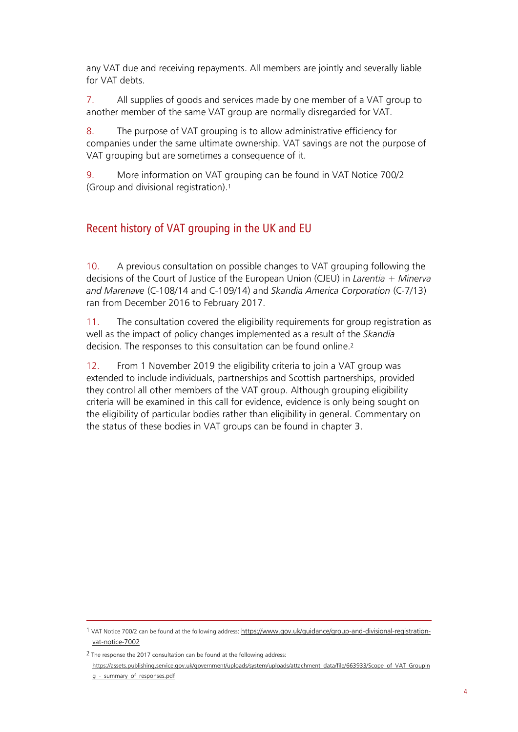any VAT due and receiving repayments. All members are jointly and severally liable for VAT debts.

7. All supplies of goods and services made by one member of a VAT group to another member of the same VAT group are normally disregarded for VAT.

8. The purpose of VAT grouping is to allow administrative efficiency for companies under the same ultimate ownership. VAT savings are not the purpose of VAT grouping but are sometimes a consequence of it.

9. More information on VAT grouping can be found in VAT Notice 700/2 (Group and divisional registration).[1]

## Recent history of VAT grouping in the UK and EU

10. A previous consultation on possible changes to VAT grouping following the decisions of the Court of Justice of the European Union (CJEU) in *Larentia + Minerva and Marenave* (C-108/14 and C-109/14) and *Skandia America Corporation* (C-7/13) ran from December 2016 to February 2017.

11. The consultation covered the eligibility requirements for group registration as well as the impact of policy changes implemented as a result of the *Skandia* decision. The responses to this consultation can be found online.[2]

12. From 1 November 2019 the eligibility criteria to join a VAT group was extended to include individuals, partnerships and Scottish partnerships, provided they control all other members of the VAT group. Although grouping eligibility criteria will be examined in this call for evidence, evidence is only being sought on the eligibility of particular bodies rather than eligibility in general. Commentary on the status of these bodies in VAT groups can be found in chapter 3.

---

[1] VAT Notice 700/2 can be found at the following address: https://www.gov.uk/guidance/group-and-divisional-registration-vat-notice-7002

[2] The response the 2017 consultation can be found at the following address: https://assets.publishing.service.gov.uk/government/uploads/system/uploads/attachment_data/file/663933/Scope_of_VAT_Grouping_-_summary_of_responses.pdf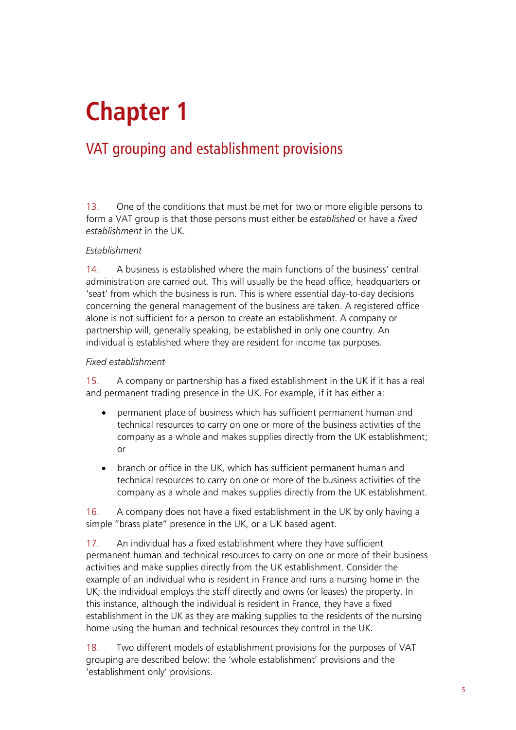# Chapter 1

## VAT grouping and establishment provisions

13. One of the conditions that must be met for two or more eligible persons to form a VAT group is that those persons must either be *established* or have a *fixed establishment* in the UK.

*Establishment*

14. A business is established where the main functions of the business' central administration are carried out. This will usually be the head office, headquarters or 'seat' from which the business is run. This is where essential day-to-day decisions concerning the general management of the business are taken. A registered office alone is not sufficient for a person to create an establishment. A company or partnership will, generally speaking, be established in only one country. An individual is established where they are resident for income tax purposes.

*Fixed establishment*

15. A company or partnership has a fixed establishment in the UK if it has a real and permanent trading presence in the UK. For example, if it has either a:

- permanent place of business which has sufficient permanent human and technical resources to carry on one or more of the business activities of the company as a whole and makes supplies directly from the UK establishment; or
- branch or office in the UK, which has sufficient permanent human and technical resources to carry on one or more of the business activities of the company as a whole and makes supplies directly from the UK establishment.

16. A company does not have a fixed establishment in the UK by only having a simple "brass plate" presence in the UK, or a UK based agent.

17. An individual has a fixed establishment where they have sufficient permanent human and technical resources to carry on one or more of their business activities and make supplies directly from the UK establishment. Consider the example of an individual who is resident in France and runs a nursing home in the UK; the individual employs the staff directly and owns (or leases) the property. In this instance, although the individual is resident in France, they have a fixed establishment in the UK as they are making supplies to the residents of the nursing home using the human and technical resources they control in the UK.

18. Two different models of establishment provisions for the purposes of VAT grouping are described below: the 'whole establishment' provisions and the 'establishment only' provisions.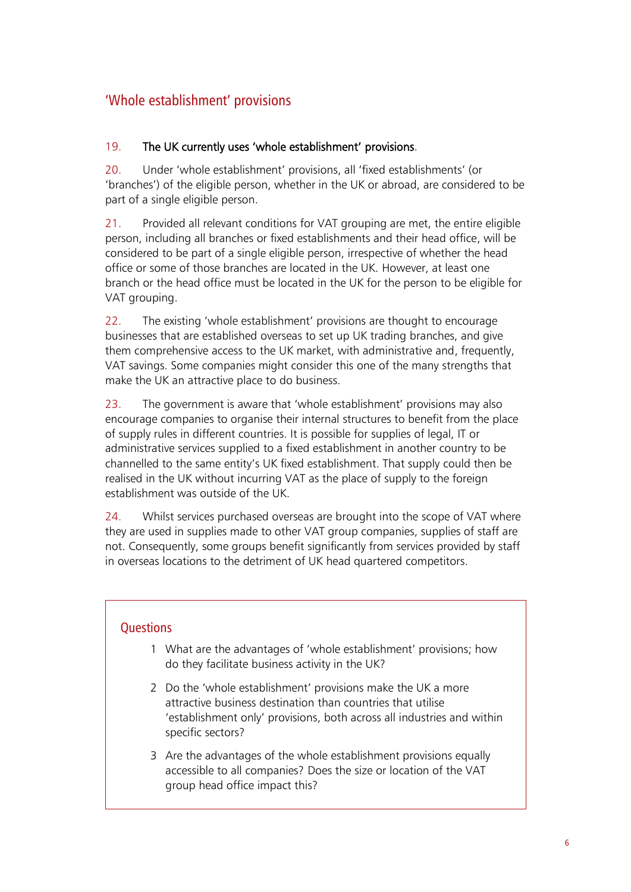## 'Whole establishment' provisions

19. **The UK currently uses 'whole establishment' provisions**.

20. Under 'whole establishment' provisions, all 'fixed establishments' (or 'branches') of the eligible person, whether in the UK or abroad, are considered to be part of a single eligible person.

21. Provided all relevant conditions for VAT grouping are met, the entire eligible person, including all branches or fixed establishments and their head office, will be considered to be part of a single eligible person, irrespective of whether the head office or some of those branches are located in the UK. However, at least one branch or the head office must be located in the UK for the person to be eligible for VAT grouping.

22. The existing 'whole establishment' provisions are thought to encourage businesses that are established overseas to set up UK trading branches, and give them comprehensive access to the UK market, with administrative and, frequently, VAT savings. Some companies might consider this one of the many strengths that make the UK an attractive place to do business.

23. The government is aware that 'whole establishment' provisions may also encourage companies to organise their internal structures to benefit from the place of supply rules in different countries. It is possible for supplies of legal, IT or administrative services supplied to a fixed establishment in another country to be channelled to the same entity's UK fixed establishment. That supply could then be realised in the UK without incurring VAT as the place of supply to the foreign establishment was outside of the UK.

24. Whilst services purchased overseas are brought into the scope of VAT where they are used in supplies made to other VAT group companies, supplies of staff are not. Consequently, some groups benefit significantly from services provided by staff in overseas locations to the detriment of UK head quartered competitors.

### Questions

1. What are the advantages of 'whole establishment' provisions; how do they facilitate business activity in the UK?
2. Do the 'whole establishment' provisions make the UK a more attractive business destination than countries that utilise 'establishment only' provisions, both across all industries and within specific sectors?
3. Are the advantages of the whole establishment provisions equally accessible to all companies? Does the size or location of the VAT group head office impact this?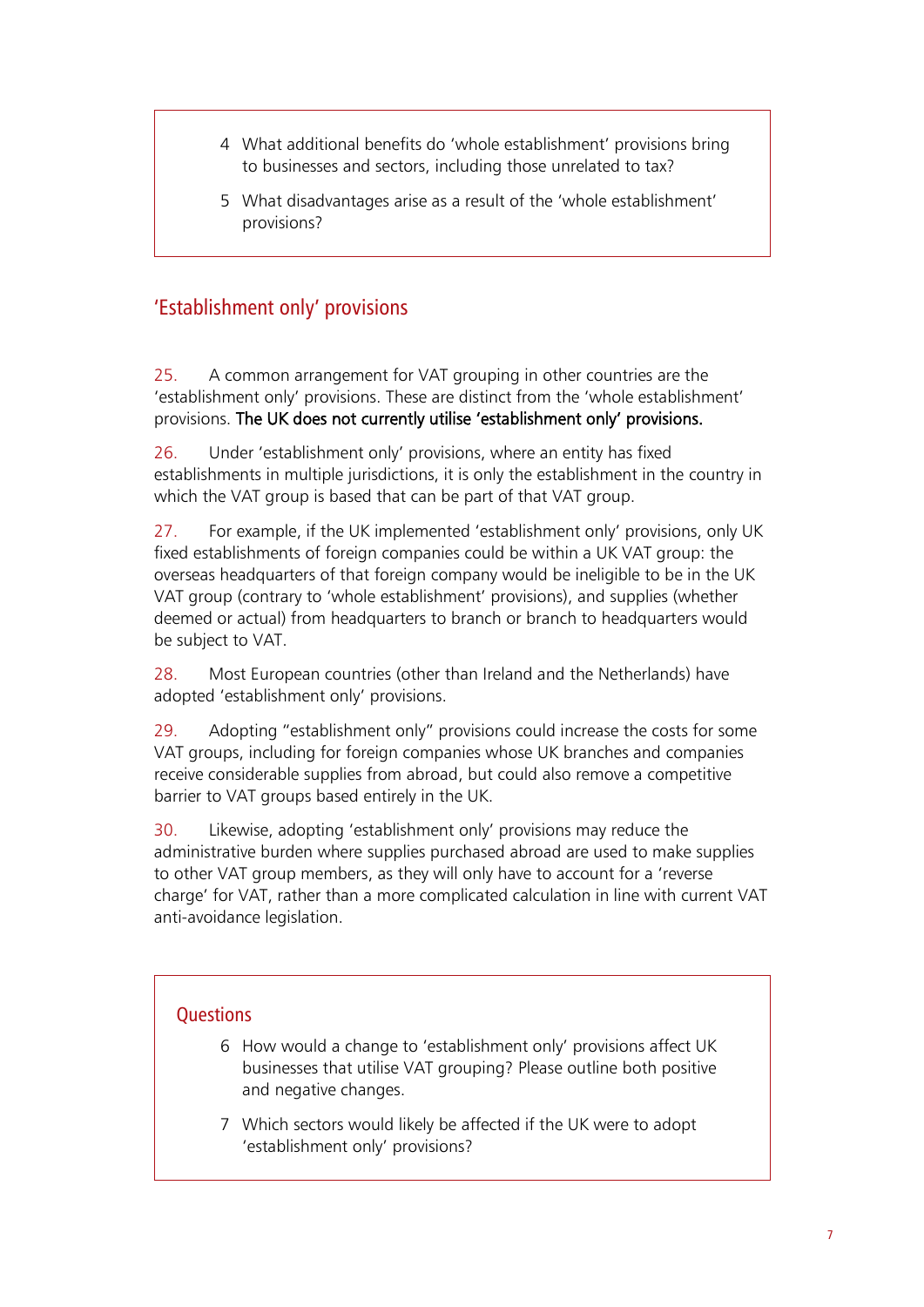4. What additional benefits do 'whole establishment' provisions bring to businesses and sectors, including those unrelated to tax?

5. What disadvantages arise as a result of the 'whole establishment' provisions?

## 'Establishment only' provisions

25. A common arrangement for VAT grouping in other countries are the 'establishment only' provisions. These are distinct from the 'whole establishment' provisions. **The UK does not currently utilise 'establishment only' provisions.**

26. Under 'establishment only' provisions, where an entity has fixed establishments in multiple jurisdictions, it is only the establishment in the country in which the VAT group is based that can be part of that VAT group.

27. For example, if the UK implemented 'establishment only' provisions, only UK fixed establishments of foreign companies could be within a UK VAT group: the overseas headquarters of that foreign company would be ineligible to be in the UK VAT group (contrary to 'whole establishment' provisions), and supplies (whether deemed or actual) from headquarters to branch or branch to headquarters would be subject to VAT.

28. Most European countries (other than Ireland and the Netherlands) have adopted 'establishment only' provisions.

29. Adopting "establishment only" provisions could increase the costs for some VAT groups, including for foreign companies whose UK branches and companies receive considerable supplies from abroad, but could also remove a competitive barrier to VAT groups based entirely in the UK.

30. Likewise, adopting 'establishment only' provisions may reduce the administrative burden where supplies purchased abroad are used to make supplies to other VAT group members, as they will only have to account for a 'reverse charge' for VAT, rather than a more complicated calculation in line with current VAT anti-avoidance legislation.

### Questions

6. How would a change to 'establishment only' provisions affect UK businesses that utilise VAT grouping? Please outline both positive and negative changes.

7. Which sectors would likely be affected if the UK were to adopt 'establishment only' provisions?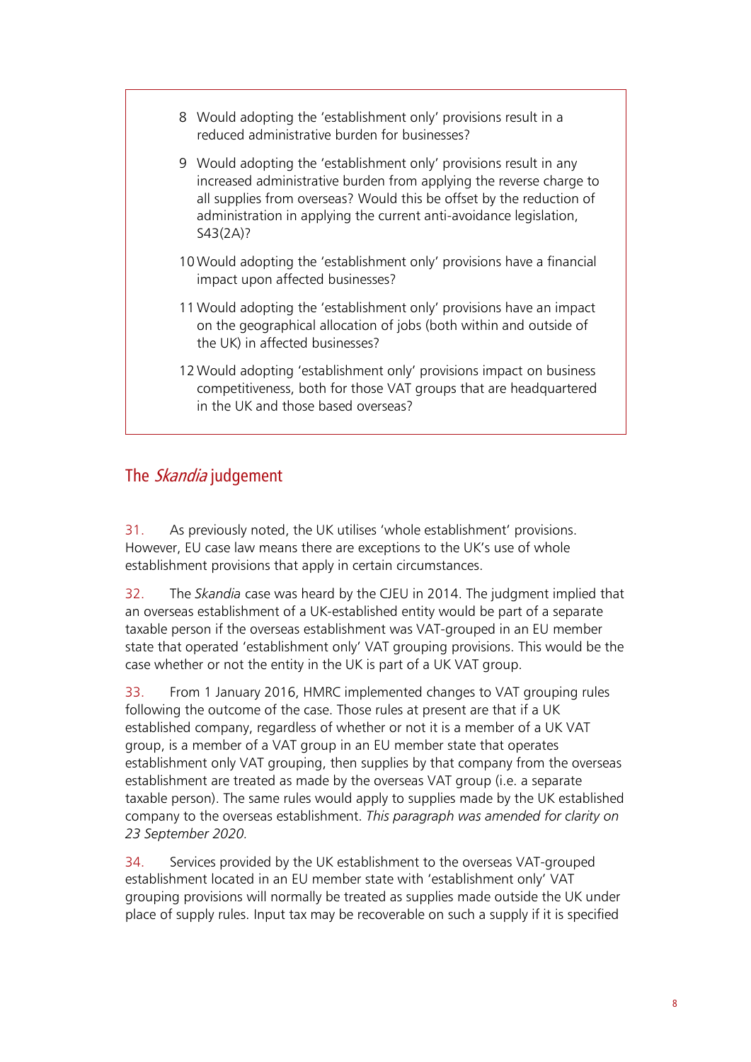8 Would adopting the 'establishment only' provisions result in a reduced administrative burden for businesses?

9 Would adopting the 'establishment only' provisions result in any increased administrative burden from applying the reverse charge to all supplies from overseas? Would this be offset by the reduction of administration in applying the current anti-avoidance legislation, S43(2A)?

10 Would adopting the 'establishment only' provisions have a financial impact upon affected businesses?

11 Would adopting the 'establishment only' provisions have an impact on the geographical allocation of jobs (both within and outside of the UK) in affected businesses?

12 Would adopting 'establishment only' provisions impact on business competitiveness, both for those VAT groups that are headquartered in the UK and those based overseas?

## The *Skandia* judgement

31. As previously noted, the UK utilises 'whole establishment' provisions. However, EU case law means there are exceptions to the UK's use of whole establishment provisions that apply in certain circumstances.

32. The *Skandia* case was heard by the CJEU in 2014. The judgment implied that an overseas establishment of a UK-established entity would be part of a separate taxable person if the overseas establishment was VAT-grouped in an EU member state that operated 'establishment only' VAT grouping provisions. This would be the case whether or not the entity in the UK is part of a UK VAT group.

33. From 1 January 2016, HMRC implemented changes to VAT grouping rules following the outcome of the case. Those rules at present are that if a UK established company, regardless of whether or not it is a member of a UK VAT group, is a member of a VAT group in an EU member state that operates establishment only VAT grouping, then supplies by that company from the overseas establishment are treated as made by the overseas VAT group (i.e. a separate taxable person). The same rules would apply to supplies made by the UK established company to the overseas establishment. *This paragraph was amended for clarity on 23 September 2020.*

34. Services provided by the UK establishment to the overseas VAT-grouped establishment located in an EU member state with 'establishment only' VAT grouping provisions will normally be treated as supplies made outside the UK under place of supply rules. Input tax may be recoverable on such a supply if it is specified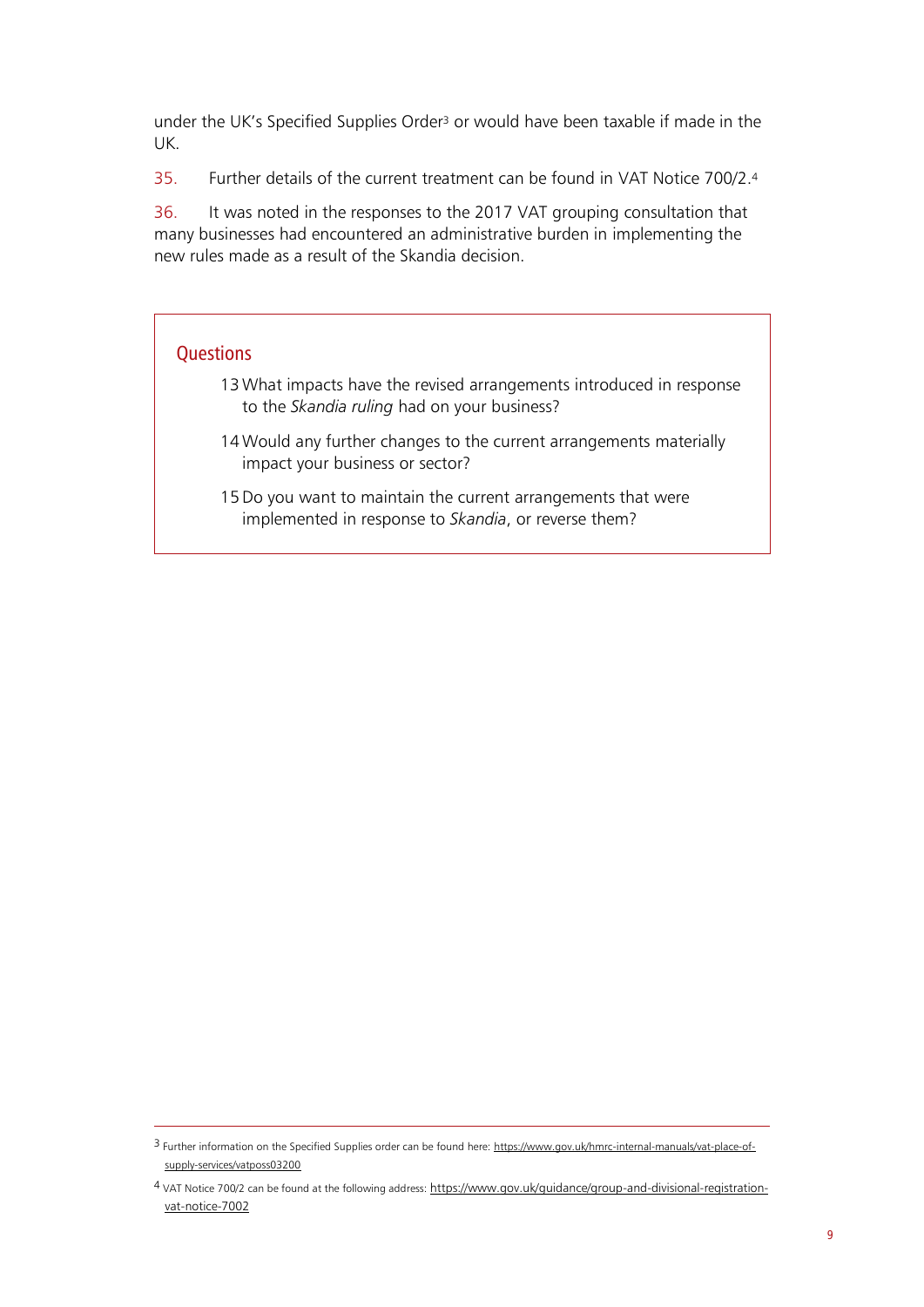under the UK's Specified Supplies Order[3] or would have been taxable if made in the UK.

35. Further details of the current treatment can be found in VAT Notice 700/2.[4]

36. It was noted in the responses to the 2017 VAT grouping consultation that many businesses had encountered an administrative burden in implementing the new rules made as a result of the Skandia decision.

## Questions

13. What impacts have the revised arrangements introduced in response to the *Skandia ruling* had on your business?
14. Would any further changes to the current arrangements materially impact your business or sector?
15. Do you want to maintain the current arrangements that were implemented in response to *Skandia*, or reverse them?

---

[3] Further information on the Specified Supplies order can be found here: https://www.gov.uk/hmrc-internal-manuals/vat-place-of-supply-services/vatposs03200

[4] VAT Notice 700/2 can be found at the following address: https://www.gov.uk/guidance/group-and-divisional-registration-vat-notice-7002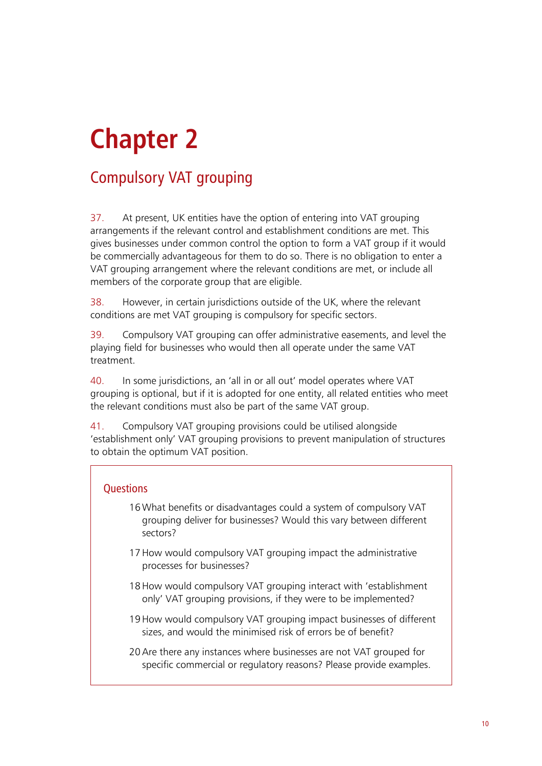# Chapter 2

## Compulsory VAT grouping

37. At present, UK entities have the option of entering into VAT grouping arrangements if the relevant control and establishment conditions are met. This gives businesses under common control the option to form a VAT group if it would be commercially advantageous for them to do so. There is no obligation to enter a VAT grouping arrangement where the relevant conditions are met, or include all members of the corporate group that are eligible.

38. However, in certain jurisdictions outside of the UK, where the relevant conditions are met VAT grouping is compulsory for specific sectors.

39. Compulsory VAT grouping can offer administrative easements, and level the playing field for businesses who would then all operate under the same VAT treatment.

40. In some jurisdictions, an 'all in or all out' model operates where VAT grouping is optional, but if it is adopted for one entity, all related entities who meet the relevant conditions must also be part of the same VAT group.

41. Compulsory VAT grouping provisions could be utilised alongside 'establishment only' VAT grouping provisions to prevent manipulation of structures to obtain the optimum VAT position.

### Questions

16 What benefits or disadvantages could a system of compulsory VAT grouping deliver for businesses? Would this vary between different sectors?

17 How would compulsory VAT grouping impact the administrative processes for businesses?

18 How would compulsory VAT grouping interact with 'establishment only' VAT grouping provisions, if they were to be implemented?

19 How would compulsory VAT grouping impact businesses of different sizes, and would the minimised risk of errors be of benefit?

20 Are there any instances where businesses are not VAT grouped for specific commercial or regulatory reasons? Please provide examples.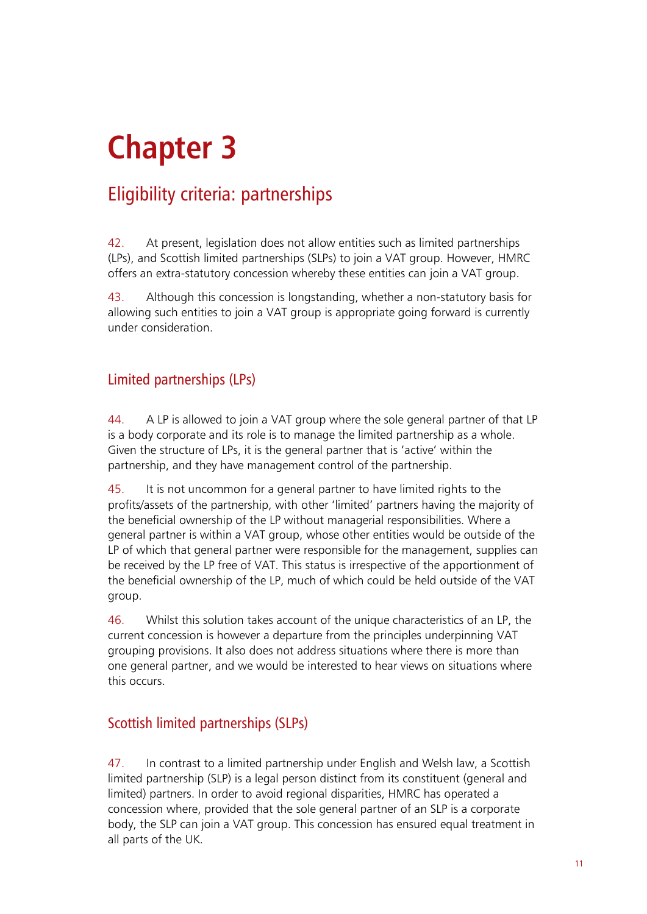# Chapter 3

## Eligibility criteria: partnerships

42. At present, legislation does not allow entities such as limited partnerships (LPs), and Scottish limited partnerships (SLPs) to join a VAT group. However, HMRC offers an extra-statutory concession whereby these entities can join a VAT group.

43. Although this concession is longstanding, whether a non-statutory basis for allowing such entities to join a VAT group is appropriate going forward is currently under consideration.

### Limited partnerships (LPs)

44. A LP is allowed to join a VAT group where the sole general partner of that LP is a body corporate and its role is to manage the limited partnership as a whole. Given the structure of LPs, it is the general partner that is 'active' within the partnership, and they have management control of the partnership.

45. It is not uncommon for a general partner to have limited rights to the profits/assets of the partnership, with other 'limited' partners having the majority of the beneficial ownership of the LP without managerial responsibilities. Where a general partner is within a VAT group, whose other entities would be outside of the LP of which that general partner were responsible for the management, supplies can be received by the LP free of VAT. This status is irrespective of the apportionment of the beneficial ownership of the LP, much of which could be held outside of the VAT group.

46. Whilst this solution takes account of the unique characteristics of an LP, the current concession is however a departure from the principles underpinning VAT grouping provisions. It also does not address situations where there is more than one general partner, and we would be interested to hear views on situations where this occurs.

### Scottish limited partnerships (SLPs)

47. In contrast to a limited partnership under English and Welsh law, a Scottish limited partnership (SLP) is a legal person distinct from its constituent (general and limited) partners. In order to avoid regional disparities, HMRC has operated a concession where, provided that the sole general partner of an SLP is a corporate body, the SLP can join a VAT group. This concession has ensured equal treatment in all parts of the UK.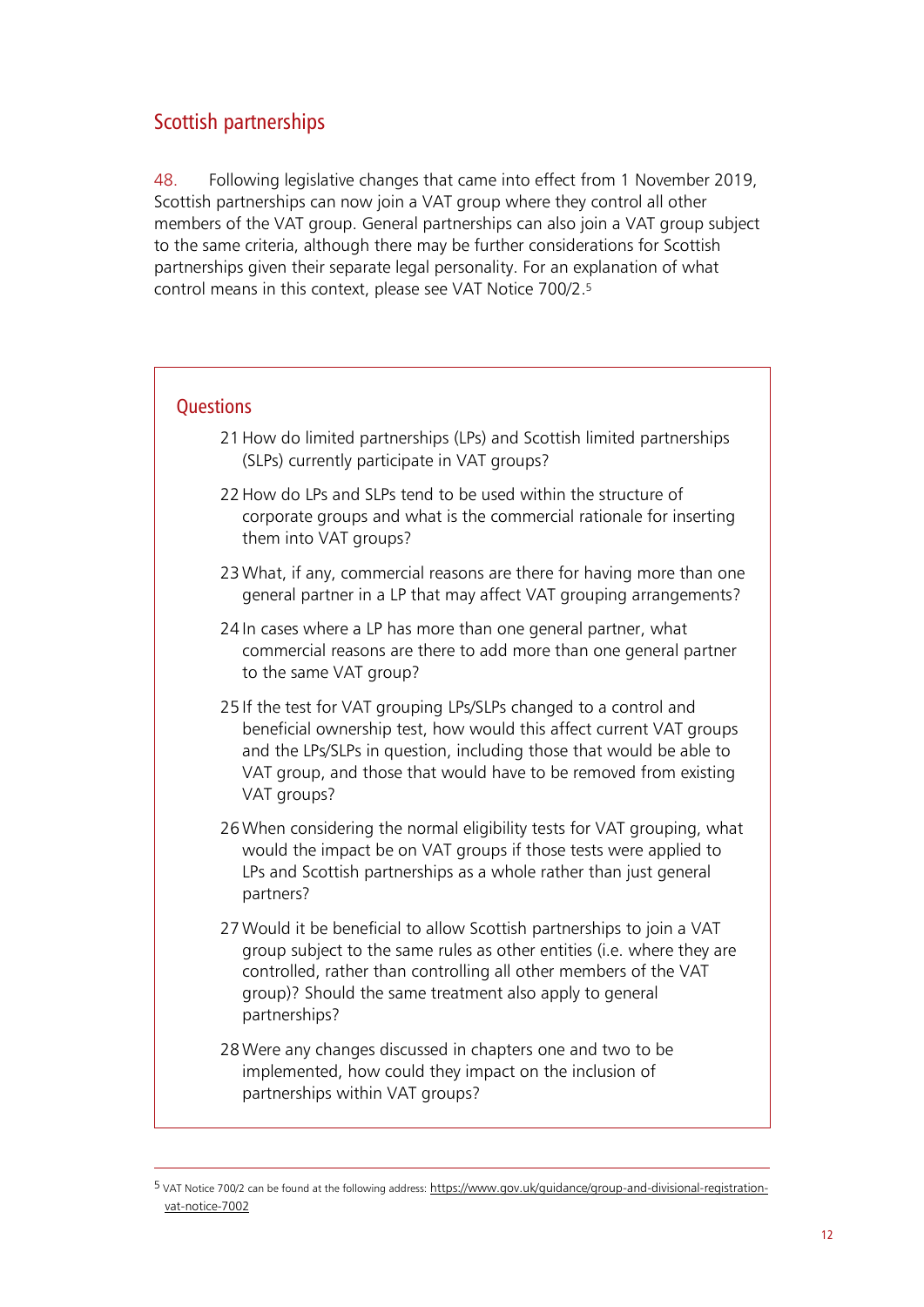## Scottish partnerships

48. Following legislative changes that came into effect from 1 November 2019, Scottish partnerships can now join a VAT group where they control all other members of the VAT group. General partnerships can also join a VAT group subject to the same criteria, although there may be further considerations for Scottish partnerships given their separate legal personality. For an explanation of what control means in this context, please see VAT Notice 700/2.[5]

### Questions

21 How do limited partnerships (LPs) and Scottish limited partnerships (SLPs) currently participate in VAT groups?

22 How do LPs and SLPs tend to be used within the structure of corporate groups and what is the commercial rationale for inserting them into VAT groups?

23 What, if any, commercial reasons are there for having more than one general partner in a LP that may affect VAT grouping arrangements?

24 In cases where a LP has more than one general partner, what commercial reasons are there to add more than one general partner to the same VAT group?

25 If the test for VAT grouping LPs/SLPs changed to a control and beneficial ownership test, how would this affect current VAT groups and the LPs/SLPs in question, including those that would be able to VAT group, and those that would have to be removed from existing VAT groups?

26 When considering the normal eligibility tests for VAT grouping, what would the impact be on VAT groups if those tests were applied to LPs and Scottish partnerships as a whole rather than just general partners?

27 Would it be beneficial to allow Scottish partnerships to join a VAT group subject to the same rules as other entities (i.e. where they are controlled, rather than controlling all other members of the VAT group)? Should the same treatment also apply to general partnerships?

28 Were any changes discussed in chapters one and two to be implemented, how could they impact on the inclusion of partnerships within VAT groups?

---

[5] VAT Notice 700/2 can be found at the following address: https://www.gov.uk/guidance/group-and-divisional-registration-vat-notice-7002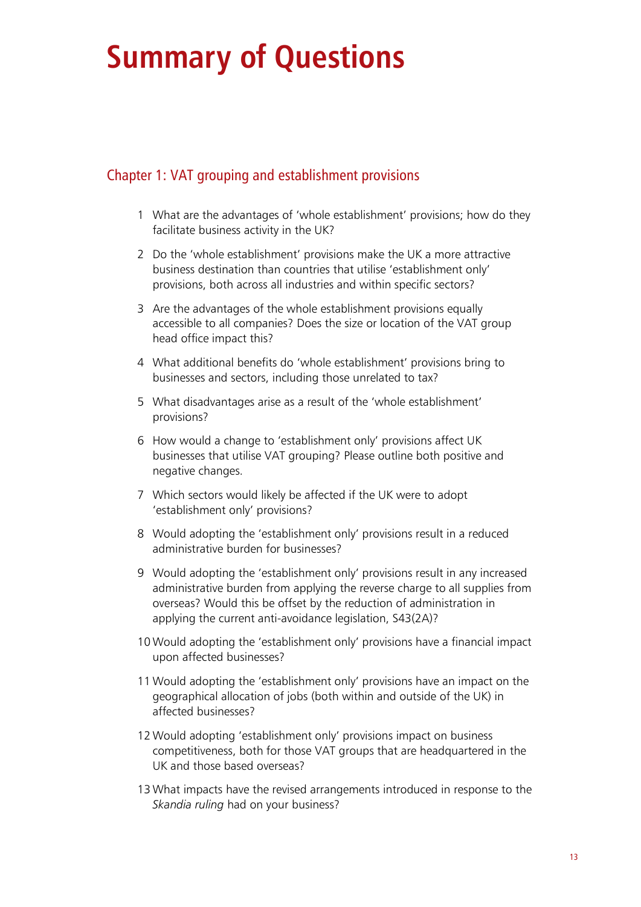# Summary of Questions

## Chapter 1: VAT grouping and establishment provisions

1. What are the advantages of 'whole establishment' provisions; how do they facilitate business activity in the UK?
2. Do the 'whole establishment' provisions make the UK a more attractive business destination than countries that utilise 'establishment only' provisions, both across all industries and within specific sectors?
3. Are the advantages of the whole establishment provisions equally accessible to all companies? Does the size or location of the VAT group head office impact this?
4. What additional benefits do 'whole establishment' provisions bring to businesses and sectors, including those unrelated to tax?
5. What disadvantages arise as a result of the 'whole establishment' provisions?
6. How would a change to 'establishment only' provisions affect UK businesses that utilise VAT grouping? Please outline both positive and negative changes.
7. Which sectors would likely be affected if the UK were to adopt 'establishment only' provisions?
8. Would adopting the 'establishment only' provisions result in a reduced administrative burden for businesses?
9. Would adopting the 'establishment only' provisions result in any increased administrative burden from applying the reverse charge to all supplies from overseas? Would this be offset by the reduction of administration in applying the current anti-avoidance legislation, S43(2A)?
10. Would adopting the 'establishment only' provisions have a financial impact upon affected businesses?
11. Would adopting the 'establishment only' provisions have an impact on the geographical allocation of jobs (both within and outside of the UK) in affected businesses?
12. Would adopting 'establishment only' provisions impact on business competitiveness, both for those VAT groups that are headquartered in the UK and those based overseas?
13. What impacts have the revised arrangements introduced in response to the *Skandia ruling* had on your business?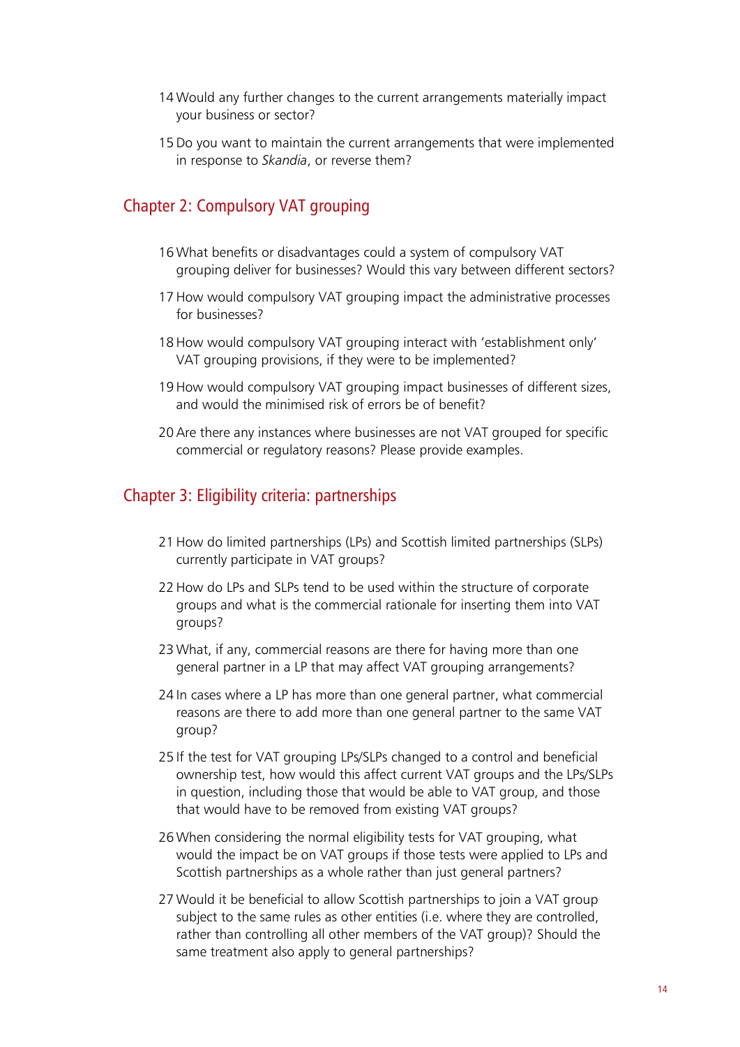14 Would any further changes to the current arrangements materially impact your business or sector?

15 Do you want to maintain the current arrangements that were implemented in response to *Skandia*, or reverse them?

## Chapter 2: Compulsory VAT grouping

16 What benefits or disadvantages could a system of compulsory VAT grouping deliver for businesses? Would this vary between different sectors?

17 How would compulsory VAT grouping impact the administrative processes for businesses?

18 How would compulsory VAT grouping interact with 'establishment only' VAT grouping provisions, if they were to be implemented?

19 How would compulsory VAT grouping impact businesses of different sizes, and would the minimised risk of errors be of benefit?

20 Are there any instances where businesses are not VAT grouped for specific commercial or regulatory reasons? Please provide examples.

## Chapter 3: Eligibility criteria: partnerships

21 How do limited partnerships (LPs) and Scottish limited partnerships (SLPs) currently participate in VAT groups?

22 How do LPs and SLPs tend to be used within the structure of corporate groups and what is the commercial rationale for inserting them into VAT groups?

23 What, if any, commercial reasons are there for having more than one general partner in a LP that may affect VAT grouping arrangements?

24 In cases where a LP has more than one general partner, what commercial reasons are there to add more than one general partner to the same VAT group?

25 If the test for VAT grouping LPs/SLPs changed to a control and beneficial ownership test, how would this affect current VAT groups and the LPs/SLPs in question, including those that would be able to VAT group, and those that would have to be removed from existing VAT groups?

26 When considering the normal eligibility tests for VAT grouping, what would the impact be on VAT groups if those tests were applied to LPs and Scottish partnerships as a whole rather than just general partners?

27 Would it be beneficial to allow Scottish partnerships to join a VAT group subject to the same rules as other entities (i.e. where they are controlled, rather than controlling all other members of the VAT group)? Should the same treatment also apply to general partnerships?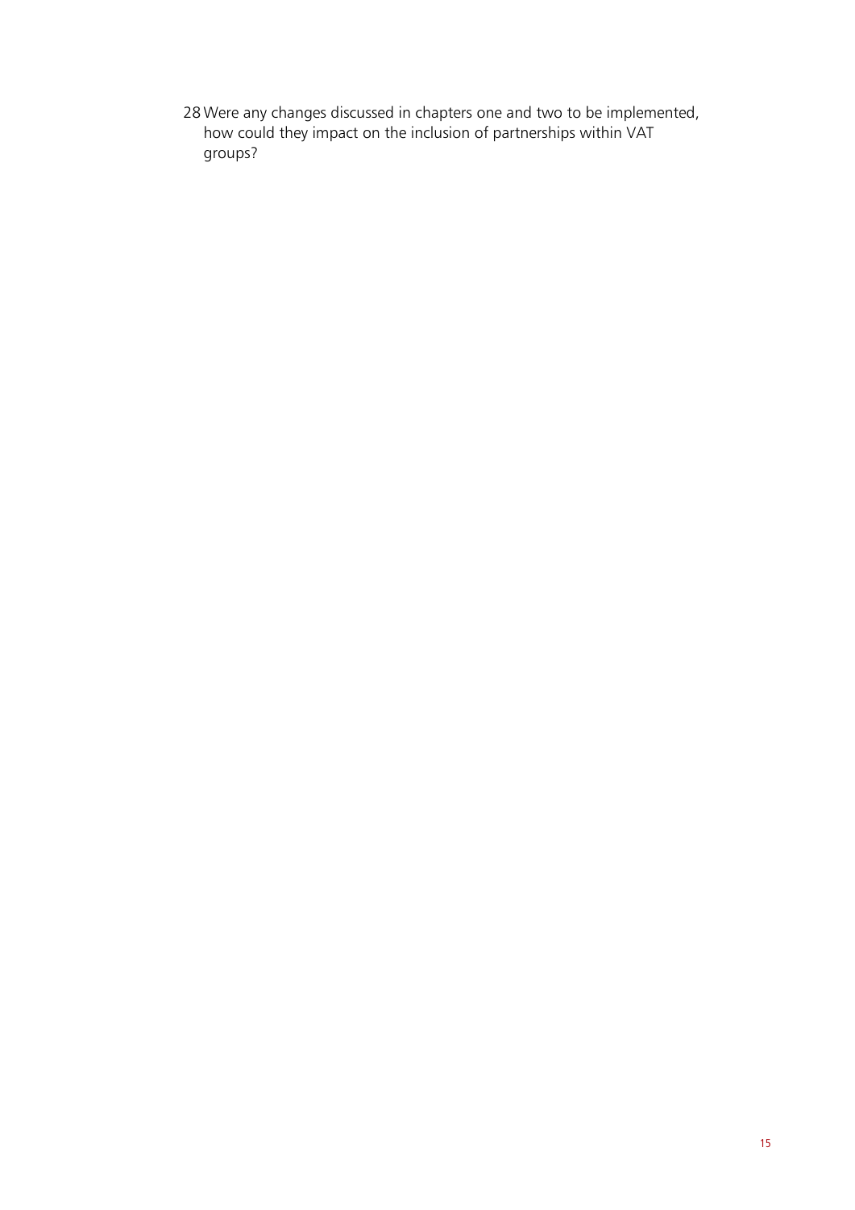28. Were any changes discussed in chapters one and two to be implemented, how could they impact on the inclusion of partnerships within VAT groups?